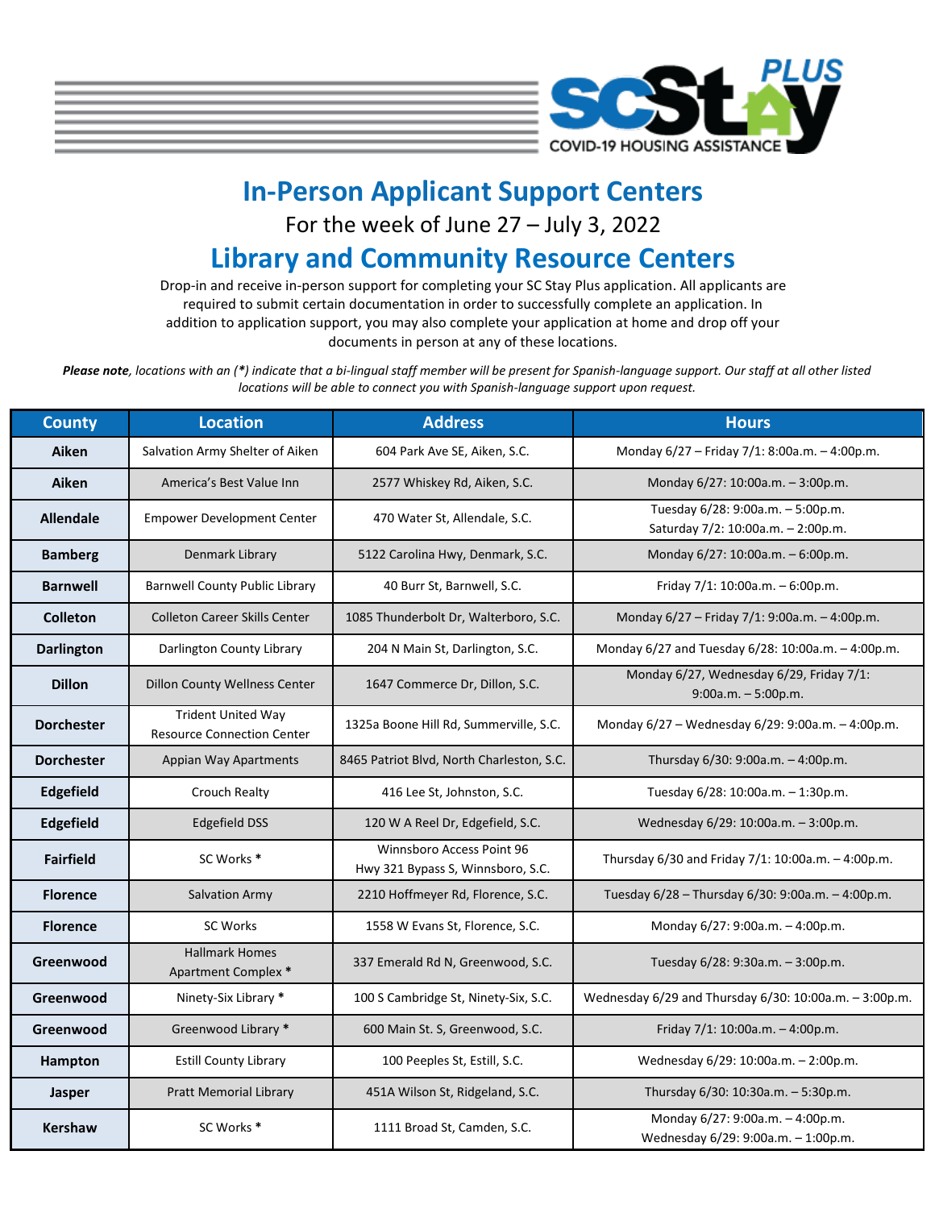# In-Person Applicant Support Centers

For the week of June 27 – July 3, 2022

# Library and Community Resource Centers

Drop-in and receive in-person support for completing your SC Stay Plus application. All applicants are required to submit certain documentation in order to successfully complete an application. In addition to application support, you may also complete your application at home and drop off your documents in person at any of these locations.

***Please note**, locations with an (\*) indicate that a bi-lingual staff member will be present for Spanish-language support. Our staff at all other listed locations will be able to connect you with Spanish-language support upon request.*

| County | Location | Address | Hours |
|---|---|---|---|
| **Aiken** | Salvation Army Shelter of Aiken | 604 Park Ave SE, Aiken, S.C. | Monday 6/27 – Friday 7/1: 8:00a.m. – 4:00p.m. |
| **Aiken** | America's Best Value Inn | 2577 Whiskey Rd, Aiken, S.C. | Monday 6/27: 10:00a.m. – 3:00p.m. |
| **Allendale** | Empower Development Center | 470 Water St, Allendale, S.C. | Tuesday 6/28: 9:00a.m. – 5:00p.m. Saturday 7/2: 10:00a.m. – 2:00p.m. |
| **Bamberg** | Denmark Library | 5122 Carolina Hwy, Denmark, S.C. | Monday 6/27: 10:00a.m. – 6:00p.m. |
| **Barnwell** | Barnwell County Public Library | 40 Burr St, Barnwell, S.C. | Friday 7/1: 10:00a.m. – 6:00p.m. |
| **Colleton** | Colleton Career Skills Center | 1085 Thunderbolt Dr, Walterboro, S.C. | Monday 6/27 – Friday 7/1: 9:00a.m. – 4:00p.m. |
| **Darlington** | Darlington County Library | 204 N Main St, Darlington, S.C. | Monday 6/27 and Tuesday 6/28: 10:00a.m. – 4:00p.m. |
| **Dillon** | Dillon County Wellness Center | 1647 Commerce Dr, Dillon, S.C. | Monday 6/27, Wednesday 6/29, Friday 7/1: 9:00a.m. – 5:00p.m. |
| **Dorchester** | Trident United Way Resource Connection Center | 1325a Boone Hill Rd, Summerville, S.C. | Monday 6/27 – Wednesday 6/29: 9:00a.m. – 4:00p.m. |
| **Dorchester** | Appian Way Apartments | 8465 Patriot Blvd, North Charleston, S.C. | Thursday 6/30: 9:00a.m. – 4:00p.m. |
| **Edgefield** | Crouch Realty | 416 Lee St, Johnston, S.C. | Tuesday 6/28: 10:00a.m. – 1:30p.m. |
| **Edgefield** | Edgefield DSS | 120 W A Reel Dr, Edgefield, S.C. | Wednesday 6/29: 10:00a.m. – 3:00p.m. |
| **Fairfield** | SC Works * | Winnsboro Access Point 96 Hwy 321 Bypass S, Winnsboro, S.C. | Thursday 6/30 and Friday 7/1: 10:00a.m. – 4:00p.m. |
| **Florence** | Salvation Army | 2210 Hoffmeyer Rd, Florence, S.C. | Tuesday 6/28 – Thursday 6/30: 9:00a.m. – 4:00p.m. |
| **Florence** | SC Works | 1558 W Evans St, Florence, S.C. | Monday 6/27: 9:00a.m. – 4:00p.m. |
| **Greenwood** | Hallmark Homes Apartment Complex * | 337 Emerald Rd N, Greenwood, S.C. | Tuesday 6/28: 9:30a.m. – 3:00p.m. |
| **Greenwood** | Ninety-Six Library * | 100 S Cambridge St, Ninety-Six, S.C. | Wednesday 6/29 and Thursday 6/30: 10:00a.m. – 3:00p.m. |
| **Greenwood** | Greenwood Library * | 600 Main St. S, Greenwood, S.C. | Friday 7/1: 10:00a.m. – 4:00p.m. |
| **Hampton** | Estill County Library | 100 Peeples St, Estill, S.C. | Wednesday 6/29: 10:00a.m. – 2:00p.m. |
| **Jasper** | Pratt Memorial Library | 451A Wilson St, Ridgeland, S.C. | Thursday 6/30: 10:30a.m. – 5:30p.m. |
| **Kershaw** | SC Works * | 1111 Broad St, Camden, S.C. | Monday 6/27: 9:00a.m. – 4:00p.m. Wednesday 6/29: 9:00a.m. – 1:00p.m. |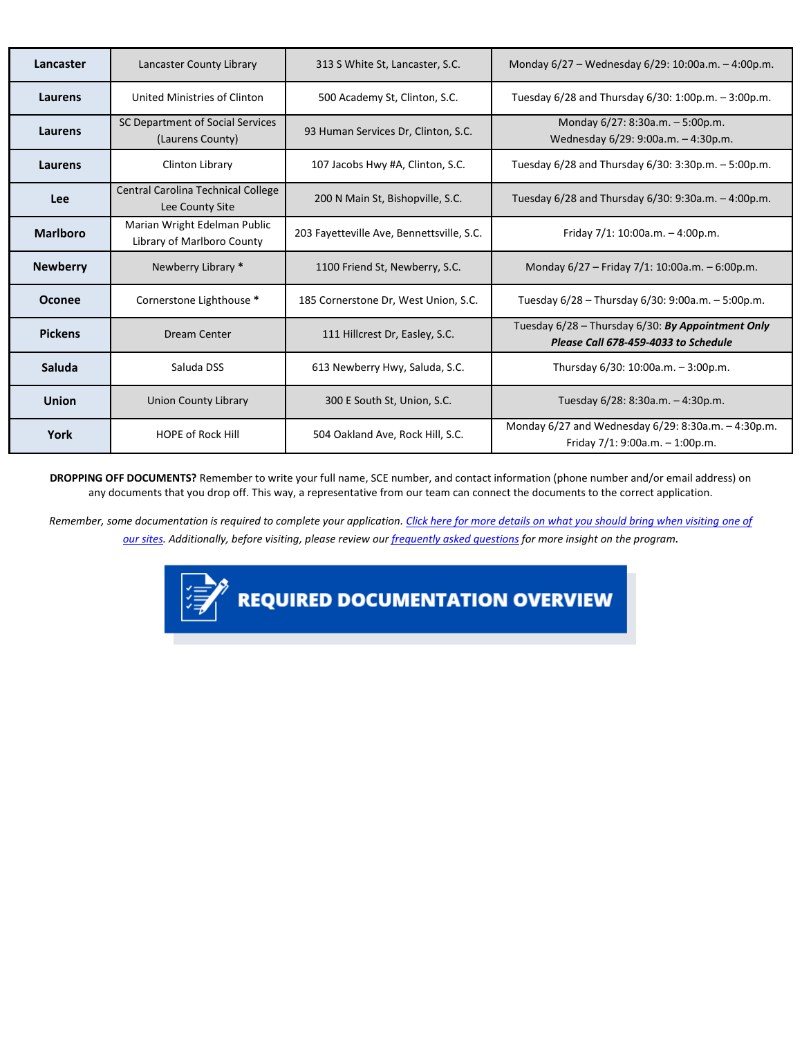| Lancaster | Lancaster County Library | 313 S White St, Lancaster, S.C. | Monday 6/27 – Wednesday 6/29: 10:00a.m. – 4:00p.m. |
|---|---|---|---|
| Laurens | United Ministries of Clinton | 500 Academy St, Clinton, S.C. | Tuesday 6/28 and Thursday 6/30: 1:00p.m. – 3:00p.m. |
| Laurens | SC Department of Social Services (Laurens County) | 93 Human Services Dr, Clinton, S.C. | Monday 6/27: 8:30a.m. – 5:00p.m. Wednesday 6/29: 9:00a.m. – 4:30p.m. |
| Laurens | Clinton Library | 107 Jacobs Hwy #A, Clinton, S.C. | Tuesday 6/28 and Thursday 6/30: 3:30p.m. – 5:00p.m. |
| Lee | Central Carolina Technical College Lee County Site | 200 N Main St, Bishopville, S.C. | Tuesday 6/28 and Thursday 6/30: 9:30a.m. – 4:00p.m. |
| Marlboro | Marian Wright Edelman Public Library of Marlboro County | 203 Fayetteville Ave, Bennettsville, S.C. | Friday 7/1: 10:00a.m. – 4:00p.m. |
| Newberry | Newberry Library * | 1100 Friend St, Newberry, S.C. | Monday 6/27 – Friday 7/1: 10:00a.m. – 6:00p.m. |
| Oconee | Cornerstone Lighthouse * | 185 Cornerstone Dr, West Union, S.C. | Tuesday 6/28 – Thursday 6/30: 9:00a.m. – 5:00p.m. |
| Pickens | Dream Center | 111 Hillcrest Dr, Easley, S.C. | Tuesday 6/28 – Thursday 6/30: ***By Appointment Only Please Call 678-459-4033 to Schedule*** |
| Saluda | Saluda DSS | 613 Newberry Hwy, Saluda, S.C. | Thursday 6/30: 10:00a.m. – 3:00p.m. |
| Union | Union County Library | 300 E South St, Union, S.C. | Tuesday 6/28: 8:30a.m. – 4:30p.m. |
| York | HOPE of Rock Hill | 504 Oakland Ave, Rock Hill, S.C. | Monday 6/27 and Wednesday 6/29: 8:30a.m. – 4:30p.m. Friday 7/1: 9:00a.m. – 1:00p.m. |

**DROPPING OFF DOCUMENTS?** Remember to write your full name, SCE number, and contact information (phone number and/or email address) on any documents that you drop off. This way, a representative from our team can connect the documents to the correct application.

*Remember, some documentation is required to complete your application. Click here for more details on what you should bring when visiting one of our sites. Additionally, before visiting, please review our frequently asked questions for more insight on the program.*

**REQUIRED DOCUMENTATION OVERVIEW**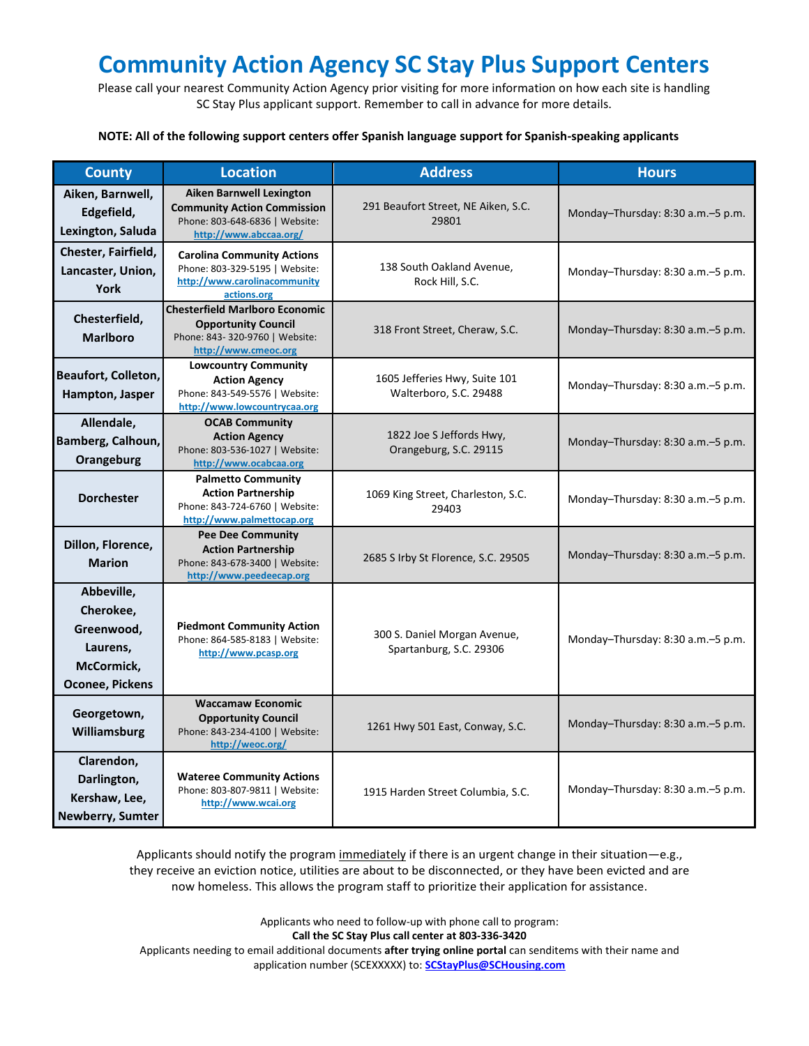# Community Action Agency SC Stay Plus Support Centers

Please call your nearest Community Action Agency prior visiting for more information on how each site is handling SC Stay Plus applicant support. Remember to call in advance for more details.

**NOTE: All of the following support centers offer Spanish language support for Spanish-speaking applicants**

| County | Location | Address | Hours |
|---|---|---|---|
| **Aiken, Barnwell, Edgefield, Lexington, Saluda** | **Aiken Barnwell Lexington Community Action Commission** Phone: 803-648-6836 \| Website: http://www.abccaa.org/ | 291 Beaufort Street, NE Aiken, S.C. 29801 | Monday–Thursday: 8:30 a.m.–5 p.m. |
| **Chester, Fairfield, Lancaster, Union, York** | **Carolina Community Actions** Phone: 803-329-5195 \| Website: http://www.carolinacommunityactions.org | 138 South Oakland Avenue, Rock Hill, S.C. | Monday–Thursday: 8:30 a.m.–5 p.m. |
| **Chesterfield, Marlboro** | **Chesterfield Marlboro Economic Opportunity Council** Phone: 843- 320-9760 \| Website: http://www.cmeoc.org | 318 Front Street, Cheraw, S.C. | Monday–Thursday: 8:30 a.m.–5 p.m. |
| **Beaufort, Colleton, Hampton, Jasper** | **Lowcountry Community Action Agency** Phone: 843-549-5576 \| Website: http://www.lowcountrycaa.org | 1605 Jefferies Hwy, Suite 101 Walterboro, S.C. 29488 | Monday–Thursday: 8:30 a.m.–5 p.m. |
| **Allendale, Bamberg, Calhoun, Orangeburg** | **OCAB Community Action Agency** Phone: 803-536-1027 \| Website: http://www.ocabcaa.org | 1822 Joe S Jeffords Hwy, Orangeburg, S.C. 29115 | Monday–Thursday: 8:30 a.m.–5 p.m. |
| **Dorchester** | **Palmetto Community Action Partnership** Phone: 843-724-6760 \| Website: http://www.palmettocap.org | 1069 King Street, Charleston, S.C. 29403 | Monday–Thursday: 8:30 a.m.–5 p.m. |
| **Dillon, Florence, Marion** | **Pee Dee Community Action Partnership** Phone: 843-678-3400 \| Website: http://www.peedeecap.org | 2685 S Irby St Florence, S.C. 29505 | Monday–Thursday: 8:30 a.m.–5 p.m. |
| **Abbeville, Cherokee, Greenwood, Laurens, McCormick, Oconee, Pickens** | **Piedmont Community Action** Phone: 864-585-8183 \| Website: http://www.pcasp.org | 300 S. Daniel Morgan Avenue, Spartanburg, S.C. 29306 | Monday–Thursday: 8:30 a.m.–5 p.m. |
| **Georgetown, Williamsburg** | **Waccamaw Economic Opportunity Council** Phone: 843-234-4100 \| Website: http://weoc.org/ | 1261 Hwy 501 East, Conway, S.C. | Monday–Thursday: 8:30 a.m.–5 p.m. |
| **Clarendon, Darlington, Kershaw, Lee, Newberry, Sumter** | **Wateree Community Actions** Phone: 803-807-9811 \| Website: http://www.wcai.org | 1915 Harden Street Columbia, S.C. | Monday–Thursday: 8:30 a.m.–5 p.m. |

Applicants should notify the program immediately if there is an urgent change in their situation—e.g., they receive an eviction notice, utilities are about to be disconnected, or they have been evicted and are now homeless. This allows the program staff to prioritize their application for assistance.

Applicants who need to follow-up with phone call to program:
**Call the SC Stay Plus call center at 803-336-3420**
Applicants needing to email additional documents **after trying online portal** can senditems with their name and application number (SCEXXXXX) to: **SCStayPlus@SCHousing.com**